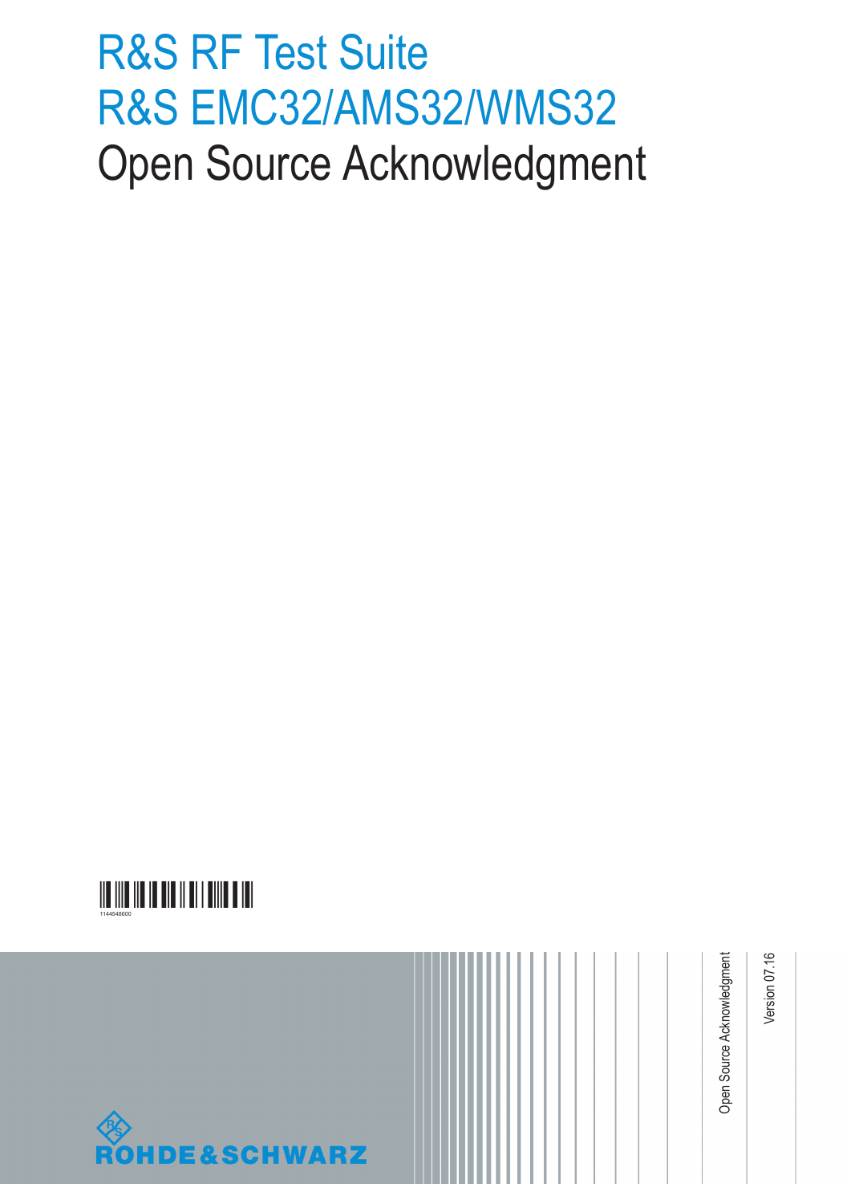# R&S RF Test Suite
# R&S EMC32/AMS32/WMS32
# Open Source Acknowledgment

1144548600

ROHDE&SCHWARZ

Open Source Acknowledgment

Version 07.16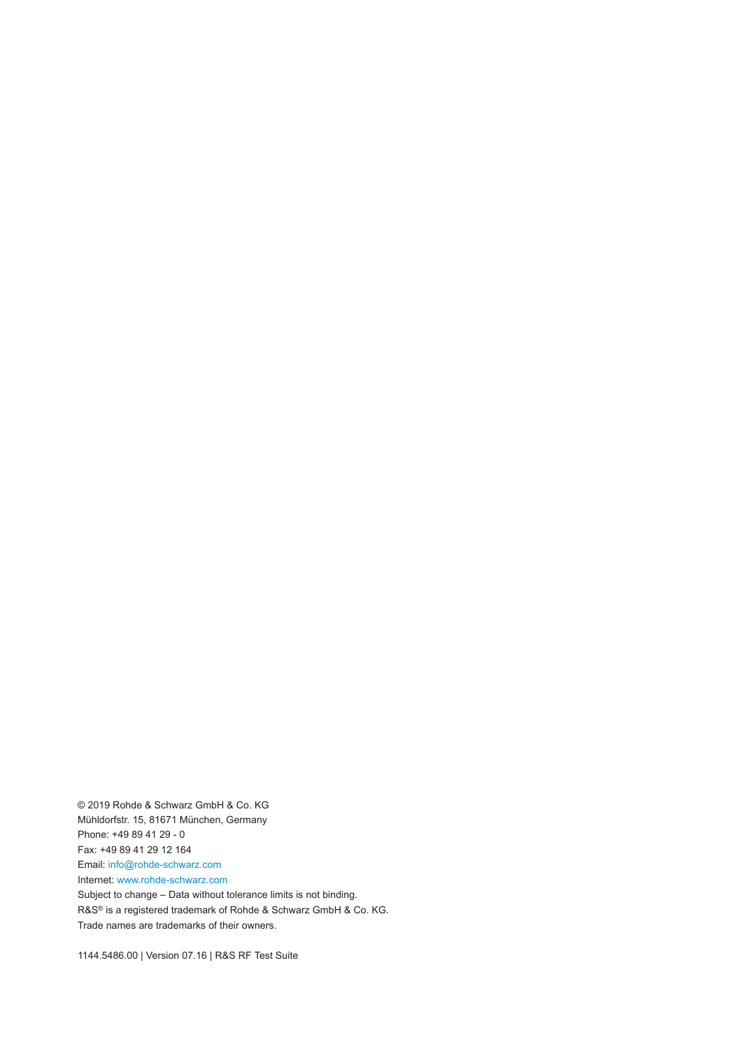© 2019 Rohde & Schwarz GmbH & Co. KG
Mühldorfstr. 15, 81671 München, Germany
Phone: +49 89 41 29 - 0
Fax: +49 89 41 29 12 164
Email: info@rohde-schwarz.com
Internet: www.rohde-schwarz.com
Subject to change – Data without tolerance limits is not binding.
R&S® is a registered trademark of Rohde & Schwarz GmbH & Co. KG.
Trade names are trademarks of their owners.

1144.5486.00 | Version 07.16 | R&S RF Test Suite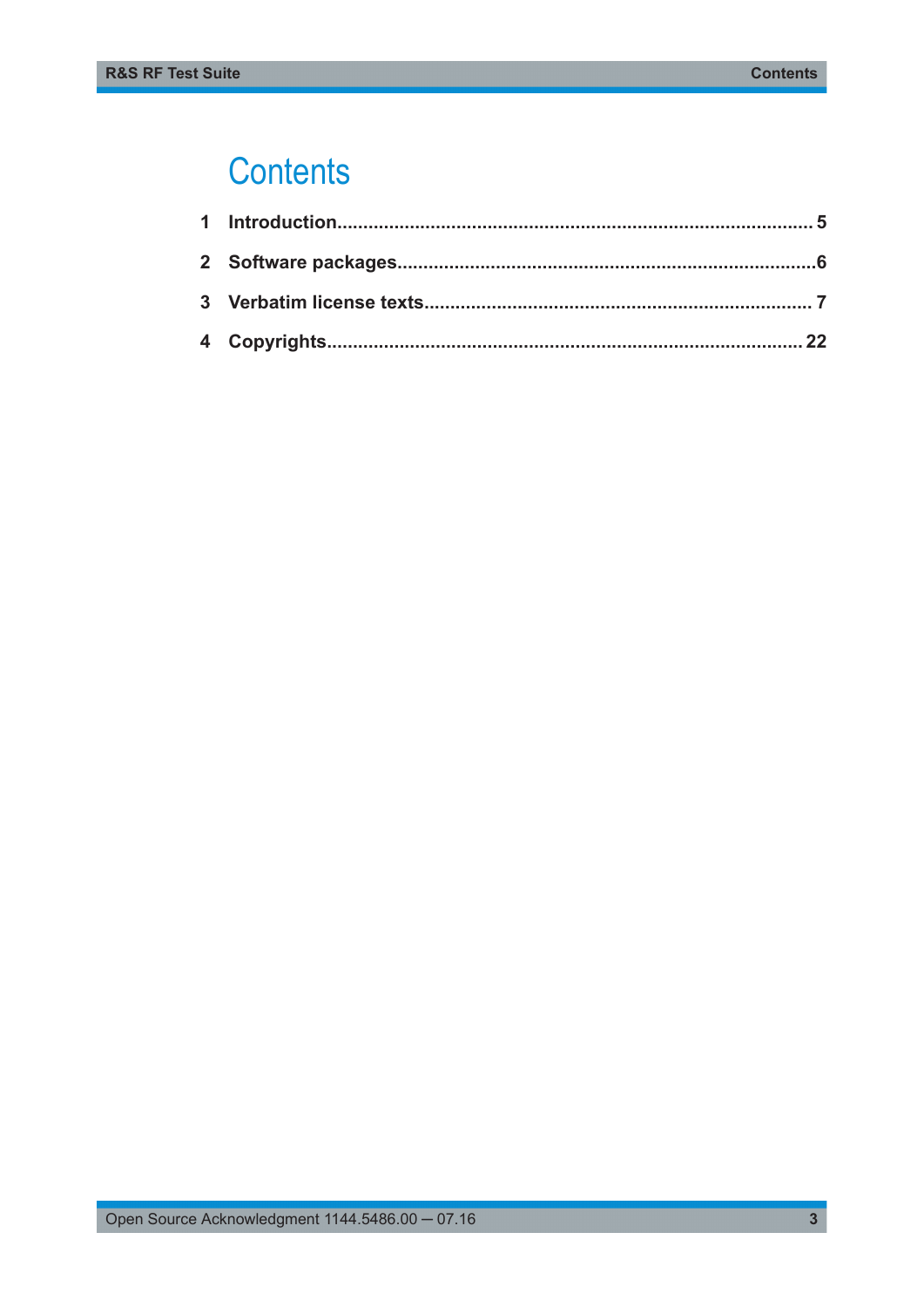# Contents

1 Introduction.......................................................................................... 5

2 Software packages................................................................................6

3 Verbatim license texts.......................................................................... 7

4 Copyrights.......................................................................................... 22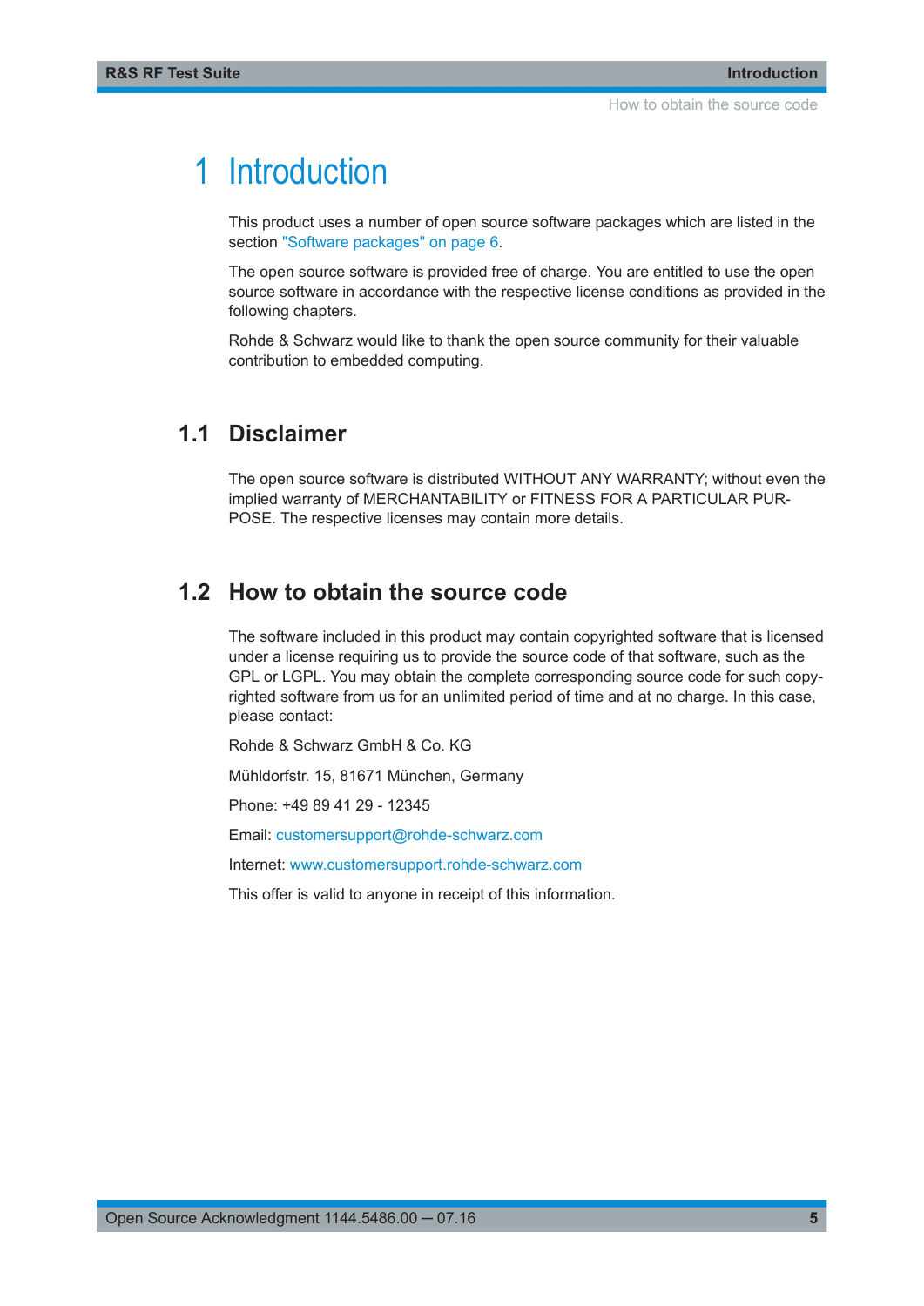# 1 Introduction

This product uses a number of open source software packages which are listed in the section "Software packages" on page 6.

The open source software is provided free of charge. You are entitled to use the open source software in accordance with the respective license conditions as provided in the following chapters.

Rohde & Schwarz would like to thank the open source community for their valuable contribution to embedded computing.

## 1.1 Disclaimer

The open source software is distributed WITHOUT ANY WARRANTY; without even the implied warranty of MERCHANTABILITY or FITNESS FOR A PARTICULAR PURPOSE. The respective licenses may contain more details.

## 1.2 How to obtain the source code

The software included in this product may contain copyrighted software that is licensed under a license requiring us to provide the source code of that software, such as the GPL or LGPL. You may obtain the complete corresponding source code for such copyrighted software from us for an unlimited period of time and at no charge. In this case, please contact:

Rohde & Schwarz GmbH & Co. KG

Mühldorfstr. 15, 81671 München, Germany

Phone: +49 89 41 29 - 12345

Email: customersupport@rohde-schwarz.com

Internet: www.customersupport.rohde-schwarz.com

This offer is valid to anyone in receipt of this information.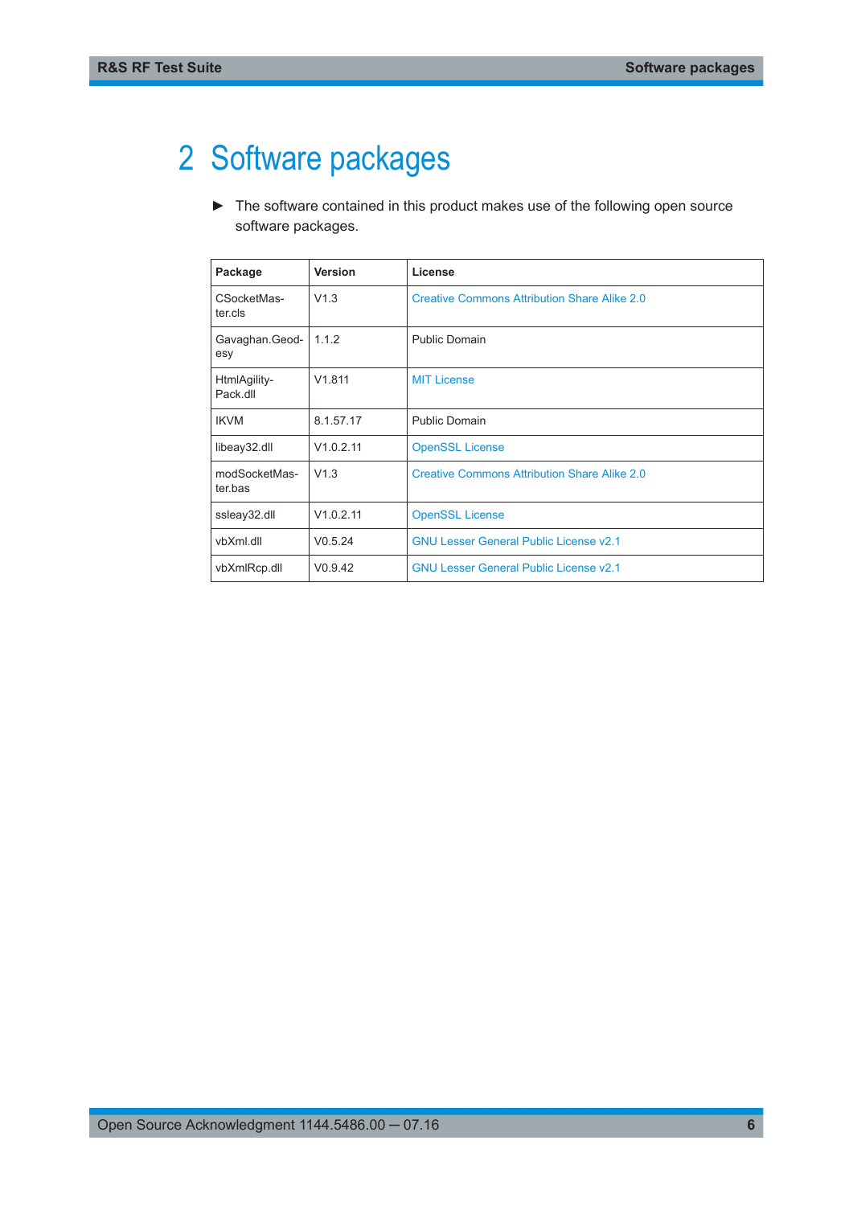# 2 Software packages

▶ The software contained in this product makes use of the following open source software packages.

| Package | Version | License |
|---|---|---|
| CSocketMaster.cls | V1.3 | Creative Commons Attribution Share Alike 2.0 |
| Gavaghan.Geodesy | 1.1.2 | Public Domain |
| HtmlAgilityPack.dll | V1.811 | MIT License |
| IKVM | 8.1.57.17 | Public Domain |
| libeay32.dll | V1.0.2.11 | OpenSSL License |
| modSocketMaster.bas | V1.3 | Creative Commons Attribution Share Alike 2.0 |
| ssleay32.dll | V1.0.2.11 | OpenSSL License |
| vbXml.dll | V0.5.24 | GNU Lesser General Public License v2.1 |
| vbXmlRcp.dll | V0.9.42 | GNU Lesser General Public License v2.1 |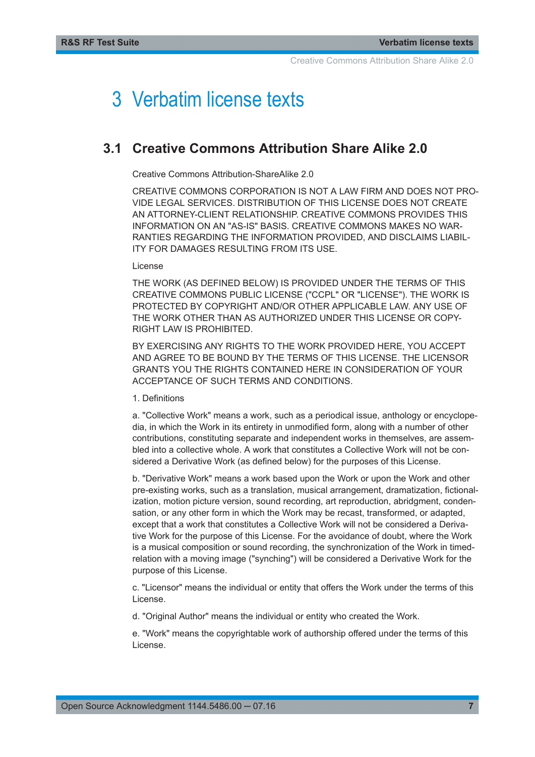# 3 Verbatim license texts

## 3.1 Creative Commons Attribution Share Alike 2.0

Creative Commons Attribution-ShareAlike 2.0

CREATIVE COMMONS CORPORATION IS NOT A LAW FIRM AND DOES NOT PROVIDE LEGAL SERVICES. DISTRIBUTION OF THIS LICENSE DOES NOT CREATE AN ATTORNEY-CLIENT RELATIONSHIP. CREATIVE COMMONS PROVIDES THIS INFORMATION ON AN "AS-IS" BASIS. CREATIVE COMMONS MAKES NO WARRANTIES REGARDING THE INFORMATION PROVIDED, AND DISCLAIMS LIABILITY FOR DAMAGES RESULTING FROM ITS USE.

License

THE WORK (AS DEFINED BELOW) IS PROVIDED UNDER THE TERMS OF THIS CREATIVE COMMONS PUBLIC LICENSE ("CCPL" OR "LICENSE"). THE WORK IS PROTECTED BY COPYRIGHT AND/OR OTHER APPLICABLE LAW. ANY USE OF THE WORK OTHER THAN AS AUTHORIZED UNDER THIS LICENSE OR COPYRIGHT LAW IS PROHIBITED.

BY EXERCISING ANY RIGHTS TO THE WORK PROVIDED HERE, YOU ACCEPT AND AGREE TO BE BOUND BY THE TERMS OF THIS LICENSE. THE LICENSOR GRANTS YOU THE RIGHTS CONTAINED HERE IN CONSIDERATION OF YOUR ACCEPTANCE OF SUCH TERMS AND CONDITIONS.

1. Definitions

a. "Collective Work" means a work, such as a periodical issue, anthology or encyclopedia, in which the Work in its entirety in unmodified form, along with a number of other contributions, constituting separate and independent works in themselves, are assembled into a collective whole. A work that constitutes a Collective Work will not be considered a Derivative Work (as defined below) for the purposes of this License.

b. "Derivative Work" means a work based upon the Work or upon the Work and other pre-existing works, such as a translation, musical arrangement, dramatization, fictionalization, motion picture version, sound recording, art reproduction, abridgment, condensation, or any other form in which the Work may be recast, transformed, or adapted, except that a work that constitutes a Collective Work will not be considered a Derivative Work for the purpose of this License. For the avoidance of doubt, where the Work is a musical composition or sound recording, the synchronization of the Work in timed-relation with a moving image ("synching") will be considered a Derivative Work for the purpose of this License.

c. "Licensor" means the individual or entity that offers the Work under the terms of this License.

d. "Original Author" means the individual or entity who created the Work.

e. "Work" means the copyrightable work of authorship offered under the terms of this License.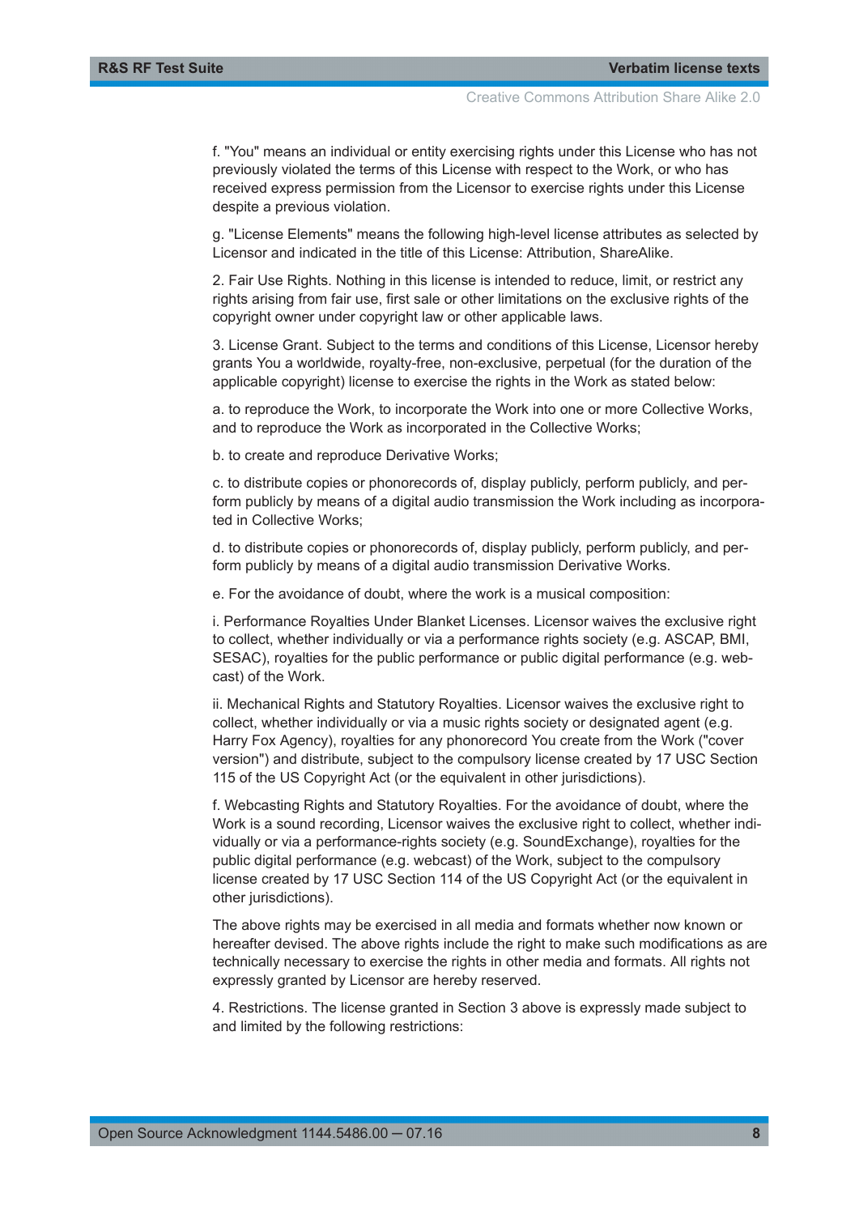f. "You" means an individual or entity exercising rights under this License who has not previously violated the terms of this License with respect to the Work, or who has received express permission from the Licensor to exercise rights under this License despite a previous violation.

g. "License Elements" means the following high-level license attributes as selected by Licensor and indicated in the title of this License: Attribution, ShareAlike.

2. Fair Use Rights. Nothing in this license is intended to reduce, limit, or restrict any rights arising from fair use, first sale or other limitations on the exclusive rights of the copyright owner under copyright law or other applicable laws.

3. License Grant. Subject to the terms and conditions of this License, Licensor hereby grants You a worldwide, royalty-free, non-exclusive, perpetual (for the duration of the applicable copyright) license to exercise the rights in the Work as stated below:

a. to reproduce the Work, to incorporate the Work into one or more Collective Works, and to reproduce the Work as incorporated in the Collective Works;

b. to create and reproduce Derivative Works;

c. to distribute copies or phonorecords of, display publicly, perform publicly, and perform publicly by means of a digital audio transmission the Work including as incorporated in Collective Works;

d. to distribute copies or phonorecords of, display publicly, perform publicly, and perform publicly by means of a digital audio transmission Derivative Works.

e. For the avoidance of doubt, where the work is a musical composition:

i. Performance Royalties Under Blanket Licenses. Licensor waives the exclusive right to collect, whether individually or via a performance rights society (e.g. ASCAP, BMI, SESAC), royalties for the public performance or public digital performance (e.g. webcast) of the Work.

ii. Mechanical Rights and Statutory Royalties. Licensor waives the exclusive right to collect, whether individually or via a music rights society or designated agent (e.g. Harry Fox Agency), royalties for any phonorecord You create from the Work ("cover version") and distribute, subject to the compulsory license created by 17 USC Section 115 of the US Copyright Act (or the equivalent in other jurisdictions).

f. Webcasting Rights and Statutory Royalties. For the avoidance of doubt, where the Work is a sound recording, Licensor waives the exclusive right to collect, whether individually or via a performance-rights society (e.g. SoundExchange), royalties for the public digital performance (e.g. webcast) of the Work, subject to the compulsory license created by 17 USC Section 114 of the US Copyright Act (or the equivalent in other jurisdictions).

The above rights may be exercised in all media and formats whether now known or hereafter devised. The above rights include the right to make such modifications as are technically necessary to exercise the rights in other media and formats. All rights not expressly granted by Licensor are hereby reserved.

4. Restrictions. The license granted in Section 3 above is expressly made subject to and limited by the following restrictions: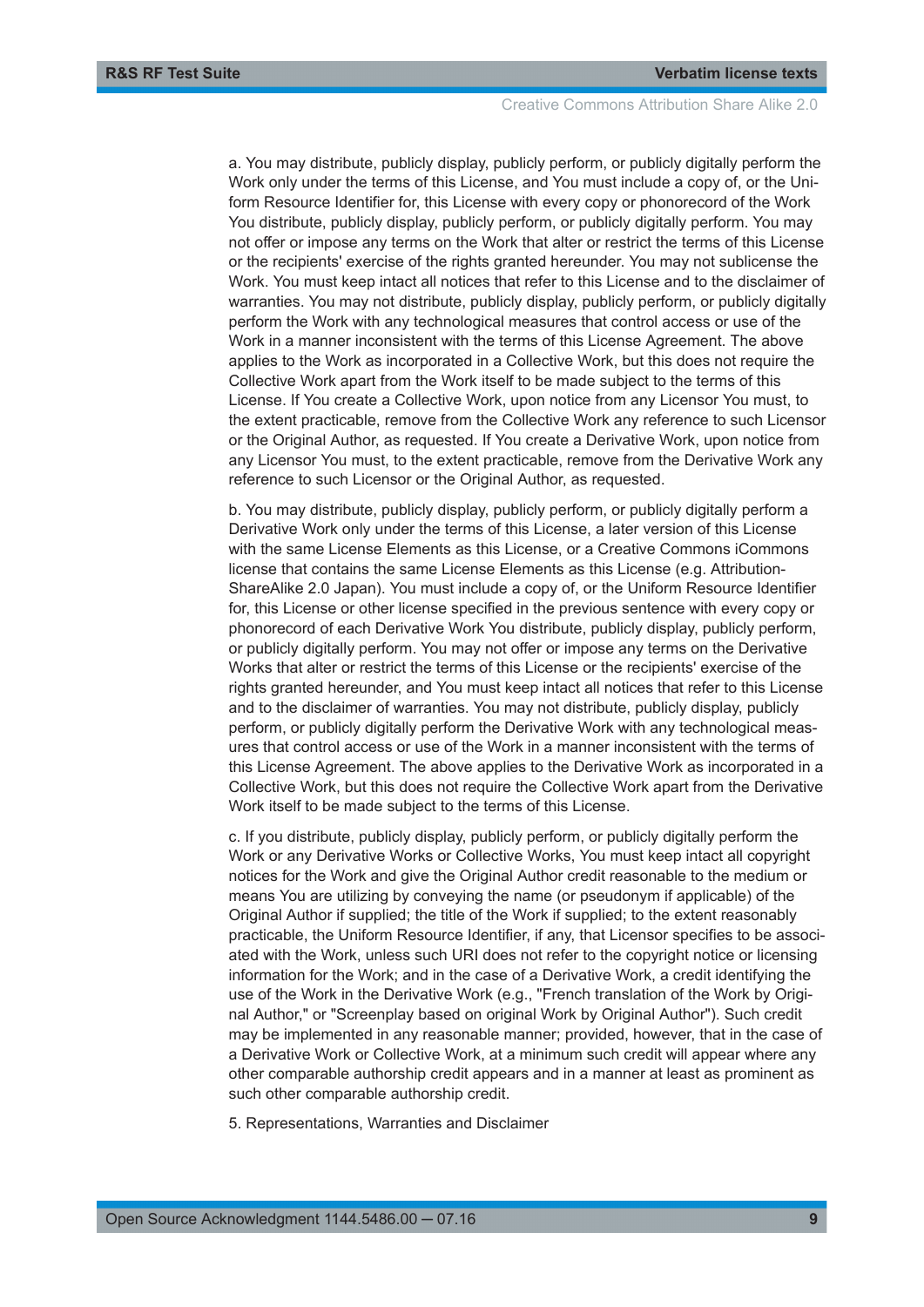a. You may distribute, publicly display, publicly perform, or publicly digitally perform the Work only under the terms of this License, and You must include a copy of, or the Uniform Resource Identifier for, this License with every copy or phonorecord of the Work You distribute, publicly display, publicly perform, or publicly digitally perform. You may not offer or impose any terms on the Work that alter or restrict the terms of this License or the recipients' exercise of the rights granted hereunder. You may not sublicense the Work. You must keep intact all notices that refer to this License and to the disclaimer of warranties. You may not distribute, publicly display, publicly perform, or publicly digitally perform the Work with any technological measures that control access or use of the Work in a manner inconsistent with the terms of this License Agreement. The above applies to the Work as incorporated in a Collective Work, but this does not require the Collective Work apart from the Work itself to be made subject to the terms of this License. If You create a Collective Work, upon notice from any Licensor You must, to the extent practicable, remove from the Collective Work any reference to such Licensor or the Original Author, as requested. If You create a Derivative Work, upon notice from any Licensor You must, to the extent practicable, remove from the Derivative Work any reference to such Licensor or the Original Author, as requested.

b. You may distribute, publicly display, publicly perform, or publicly digitally perform a Derivative Work only under the terms of this License, a later version of this License with the same License Elements as this License, or a Creative Commons iCommons license that contains the same License Elements as this License (e.g. Attribution-ShareAlike 2.0 Japan). You must include a copy of, or the Uniform Resource Identifier for, this License or other license specified in the previous sentence with every copy or phonorecord of each Derivative Work You distribute, publicly display, publicly perform, or publicly digitally perform. You may not offer or impose any terms on the Derivative Works that alter or restrict the terms of this License or the recipients' exercise of the rights granted hereunder, and You must keep intact all notices that refer to this License and to the disclaimer of warranties. You may not distribute, publicly display, publicly perform, or publicly digitally perform the Derivative Work with any technological measures that control access or use of the Work in a manner inconsistent with the terms of this License Agreement. The above applies to the Derivative Work as incorporated in a Collective Work, but this does not require the Collective Work apart from the Derivative Work itself to be made subject to the terms of this License.

c. If you distribute, publicly display, publicly perform, or publicly digitally perform the Work or any Derivative Works or Collective Works, You must keep intact all copyright notices for the Work and give the Original Author credit reasonable to the medium or means You are utilizing by conveying the name (or pseudonym if applicable) of the Original Author if supplied; the title of the Work if supplied; to the extent reasonably practicable, the Uniform Resource Identifier, if any, that Licensor specifies to be associated with the Work, unless such URI does not refer to the copyright notice or licensing information for the Work; and in the case of a Derivative Work, a credit identifying the use of the Work in the Derivative Work (e.g., "French translation of the Work by Original Author," or "Screenplay based on original Work by Original Author"). Such credit may be implemented in any reasonable manner; provided, however, that in the case of a Derivative Work or Collective Work, at a minimum such credit will appear where any other comparable authorship credit appears and in a manner at least as prominent as such other comparable authorship credit.

5. Representations, Warranties and Disclaimer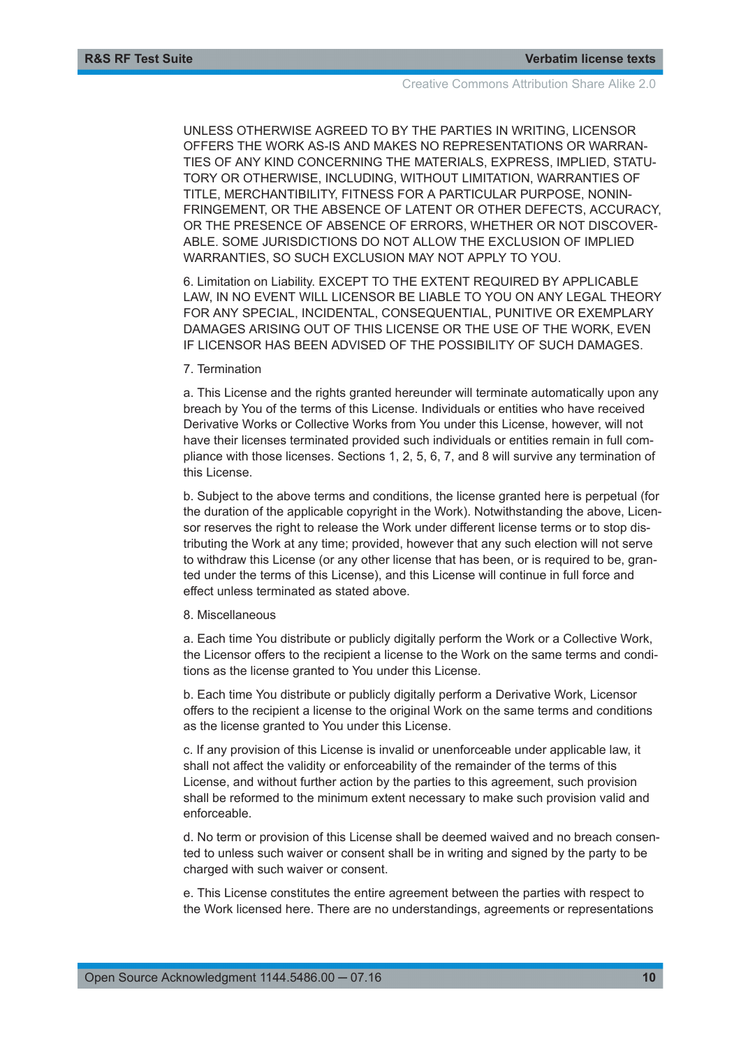UNLESS OTHERWISE AGREED TO BY THE PARTIES IN WRITING, LICENSOR OFFERS THE WORK AS-IS AND MAKES NO REPRESENTATIONS OR WARRANTIES OF ANY KIND CONCERNING THE MATERIALS, EXPRESS, IMPLIED, STATUTORY OR OTHERWISE, INCLUDING, WITHOUT LIMITATION, WARRANTIES OF TITLE, MERCHANTIBILITY, FITNESS FOR A PARTICULAR PURPOSE, NONINFRINGEMENT, OR THE ABSENCE OF LATENT OR OTHER DEFECTS, ACCURACY, OR THE PRESENCE OF ABSENCE OF ERRORS, WHETHER OR NOT DISCOVERABLE. SOME JURISDICTIONS DO NOT ALLOW THE EXCLUSION OF IMPLIED WARRANTIES, SO SUCH EXCLUSION MAY NOT APPLY TO YOU.

6. Limitation on Liability. EXCEPT TO THE EXTENT REQUIRED BY APPLICABLE LAW, IN NO EVENT WILL LICENSOR BE LIABLE TO YOU ON ANY LEGAL THEORY FOR ANY SPECIAL, INCIDENTAL, CONSEQUENTIAL, PUNITIVE OR EXEMPLARY DAMAGES ARISING OUT OF THIS LICENSE OR THE USE OF THE WORK, EVEN IF LICENSOR HAS BEEN ADVISED OF THE POSSIBILITY OF SUCH DAMAGES.

7. Termination

a. This License and the rights granted hereunder will terminate automatically upon any breach by You of the terms of this License. Individuals or entities who have received Derivative Works or Collective Works from You under this License, however, will not have their licenses terminated provided such individuals or entities remain in full compliance with those licenses. Sections 1, 2, 5, 6, 7, and 8 will survive any termination of this License.

b. Subject to the above terms and conditions, the license granted here is perpetual (for the duration of the applicable copyright in the Work). Notwithstanding the above, Licensor reserves the right to release the Work under different license terms or to stop distributing the Work at any time; provided, however that any such election will not serve to withdraw this License (or any other license that has been, or is required to be, granted under the terms of this License), and this License will continue in full force and effect unless terminated as stated above.

8. Miscellaneous

a. Each time You distribute or publicly digitally perform the Work or a Collective Work, the Licensor offers to the recipient a license to the Work on the same terms and conditions as the license granted to You under this License.

b. Each time You distribute or publicly digitally perform a Derivative Work, Licensor offers to the recipient a license to the original Work on the same terms and conditions as the license granted to You under this License.

c. If any provision of this License is invalid or unenforceable under applicable law, it shall not affect the validity or enforceability of the remainder of the terms of this License, and without further action by the parties to this agreement, such provision shall be reformed to the minimum extent necessary to make such provision valid and enforceable.

d. No term or provision of this License shall be deemed waived and no breach consented to unless such waiver or consent shall be in writing and signed by the party to be charged with such waiver or consent.

e. This License constitutes the entire agreement between the parties with respect to the Work licensed here. There are no understandings, agreements or representations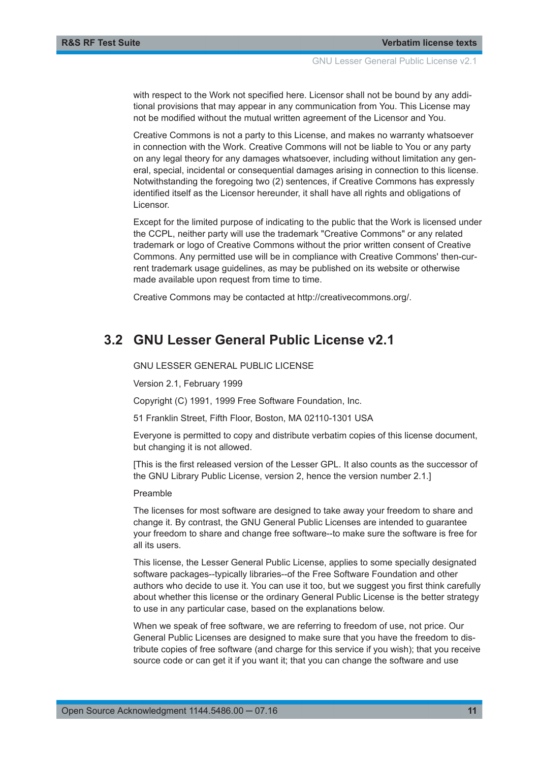with respect to the Work not specified here. Licensor shall not be bound by any additional provisions that may appear in any communication from You. This License may not be modified without the mutual written agreement of the Licensor and You.

Creative Commons is not a party to this License, and makes no warranty whatsoever in connection with the Work. Creative Commons will not be liable to You or any party on any legal theory for any damages whatsoever, including without limitation any general, special, incidental or consequential damages arising in connection to this license. Notwithstanding the foregoing two (2) sentences, if Creative Commons has expressly identified itself as the Licensor hereunder, it shall have all rights and obligations of Licensor.

Except for the limited purpose of indicating to the public that the Work is licensed under the CCPL, neither party will use the trademark "Creative Commons" or any related trademark or logo of Creative Commons without the prior written consent of Creative Commons. Any permitted use will be in compliance with Creative Commons' then-current trademark usage guidelines, as may be published on its website or otherwise made available upon request from time to time.

Creative Commons may be contacted at http://creativecommons.org/.

## 3.2 GNU Lesser General Public License v2.1

GNU LESSER GENERAL PUBLIC LICENSE

Version 2.1, February 1999

Copyright (C) 1991, 1999 Free Software Foundation, Inc.

51 Franklin Street, Fifth Floor, Boston, MA 02110-1301 USA

Everyone is permitted to copy and distribute verbatim copies of this license document, but changing it is not allowed.

[This is the first released version of the Lesser GPL. It also counts as the successor of the GNU Library Public License, version 2, hence the version number 2.1.]

Preamble

The licenses for most software are designed to take away your freedom to share and change it. By contrast, the GNU General Public Licenses are intended to guarantee your freedom to share and change free software--to make sure the software is free for all its users.

This license, the Lesser General Public License, applies to some specially designated software packages--typically libraries--of the Free Software Foundation and other authors who decide to use it. You can use it too, but we suggest you first think carefully about whether this license or the ordinary General Public License is the better strategy to use in any particular case, based on the explanations below.

When we speak of free software, we are referring to freedom of use, not price. Our General Public Licenses are designed to make sure that you have the freedom to distribute copies of free software (and charge for this service if you wish); that you receive source code or can get it if you want it; that you can change the software and use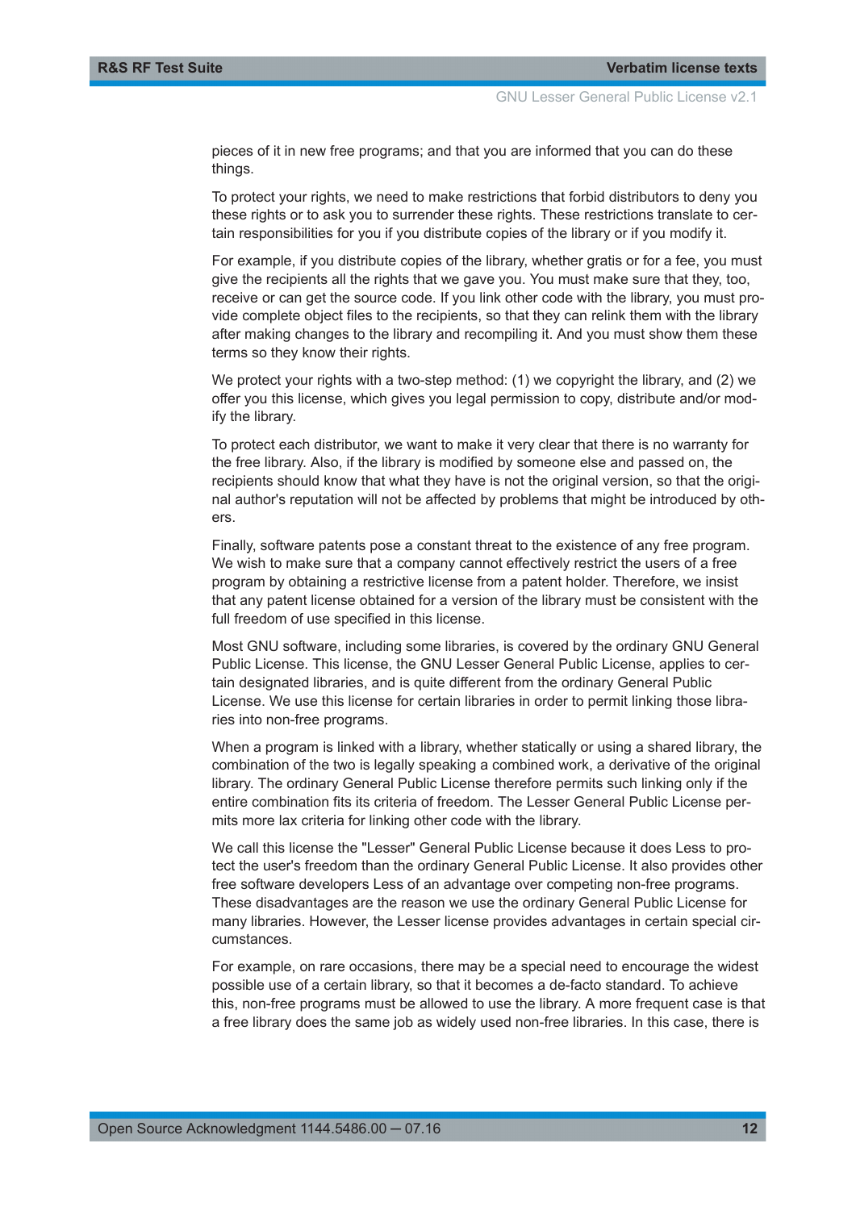pieces of it in new free programs; and that you are informed that you can do these things.

To protect your rights, we need to make restrictions that forbid distributors to deny you these rights or to ask you to surrender these rights. These restrictions translate to certain responsibilities for you if you distribute copies of the library or if you modify it.

For example, if you distribute copies of the library, whether gratis or for a fee, you must give the recipients all the rights that we gave you. You must make sure that they, too, receive or can get the source code. If you link other code with the library, you must provide complete object files to the recipients, so that they can relink them with the library after making changes to the library and recompiling it. And you must show them these terms so they know their rights.

We protect your rights with a two-step method: (1) we copyright the library, and (2) we offer you this license, which gives you legal permission to copy, distribute and/or modify the library.

To protect each distributor, we want to make it very clear that there is no warranty for the free library. Also, if the library is modified by someone else and passed on, the recipients should know that what they have is not the original version, so that the original author's reputation will not be affected by problems that might be introduced by others.

Finally, software patents pose a constant threat to the existence of any free program. We wish to make sure that a company cannot effectively restrict the users of a free program by obtaining a restrictive license from a patent holder. Therefore, we insist that any patent license obtained for a version of the library must be consistent with the full freedom of use specified in this license.

Most GNU software, including some libraries, is covered by the ordinary GNU General Public License. This license, the GNU Lesser General Public License, applies to certain designated libraries, and is quite different from the ordinary General Public License. We use this license for certain libraries in order to permit linking those libraries into non-free programs.

When a program is linked with a library, whether statically or using a shared library, the combination of the two is legally speaking a combined work, a derivative of the original library. The ordinary General Public License therefore permits such linking only if the entire combination fits its criteria of freedom. The Lesser General Public License permits more lax criteria for linking other code with the library.

We call this license the "Lesser" General Public License because it does Less to protect the user's freedom than the ordinary General Public License. It also provides other free software developers Less of an advantage over competing non-free programs. These disadvantages are the reason we use the ordinary General Public License for many libraries. However, the Lesser license provides advantages in certain special circumstances.

For example, on rare occasions, there may be a special need to encourage the widest possible use of a certain library, so that it becomes a de-facto standard. To achieve this, non-free programs must be allowed to use the library. A more frequent case is that a free library does the same job as widely used non-free libraries. In this case, there is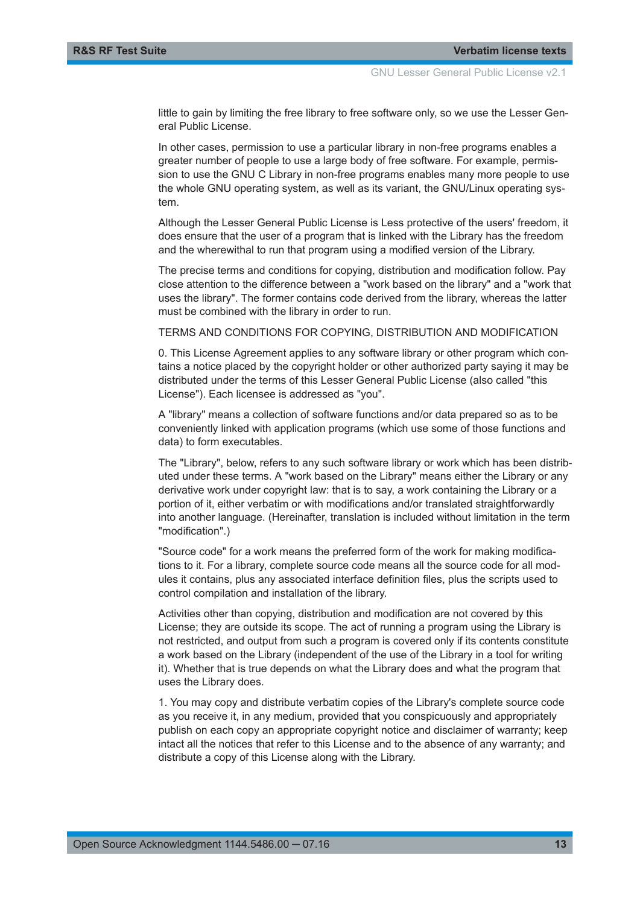little to gain by limiting the free library to free software only, so we use the Lesser General Public License.

In other cases, permission to use a particular library in non-free programs enables a greater number of people to use a large body of free software. For example, permission to use the GNU C Library in non-free programs enables many more people to use the whole GNU operating system, as well as its variant, the GNU/Linux operating system.

Although the Lesser General Public License is Less protective of the users' freedom, it does ensure that the user of a program that is linked with the Library has the freedom and the wherewithal to run that program using a modified version of the Library.

The precise terms and conditions for copying, distribution and modification follow. Pay close attention to the difference between a "work based on the library" and a "work that uses the library". The former contains code derived from the library, whereas the latter must be combined with the library in order to run.

TERMS AND CONDITIONS FOR COPYING, DISTRIBUTION AND MODIFICATION

0. This License Agreement applies to any software library or other program which contains a notice placed by the copyright holder or other authorized party saying it may be distributed under the terms of this Lesser General Public License (also called "this License"). Each licensee is addressed as "you".

A "library" means a collection of software functions and/or data prepared so as to be conveniently linked with application programs (which use some of those functions and data) to form executables.

The "Library", below, refers to any such software library or work which has been distributed under these terms. A "work based on the Library" means either the Library or any derivative work under copyright law: that is to say, a work containing the Library or a portion of it, either verbatim or with modifications and/or translated straightforwardly into another language. (Hereinafter, translation is included without limitation in the term "modification".)

"Source code" for a work means the preferred form of the work for making modifications to it. For a library, complete source code means all the source code for all modules it contains, plus any associated interface definition files, plus the scripts used to control compilation and installation of the library.

Activities other than copying, distribution and modification are not covered by this License; they are outside its scope. The act of running a program using the Library is not restricted, and output from such a program is covered only if its contents constitute a work based on the Library (independent of the use of the Library in a tool for writing it). Whether that is true depends on what the Library does and what the program that uses the Library does.

1. You may copy and distribute verbatim copies of the Library's complete source code as you receive it, in any medium, provided that you conspicuously and appropriately publish on each copy an appropriate copyright notice and disclaimer of warranty; keep intact all the notices that refer to this License and to the absence of any warranty; and distribute a copy of this License along with the Library.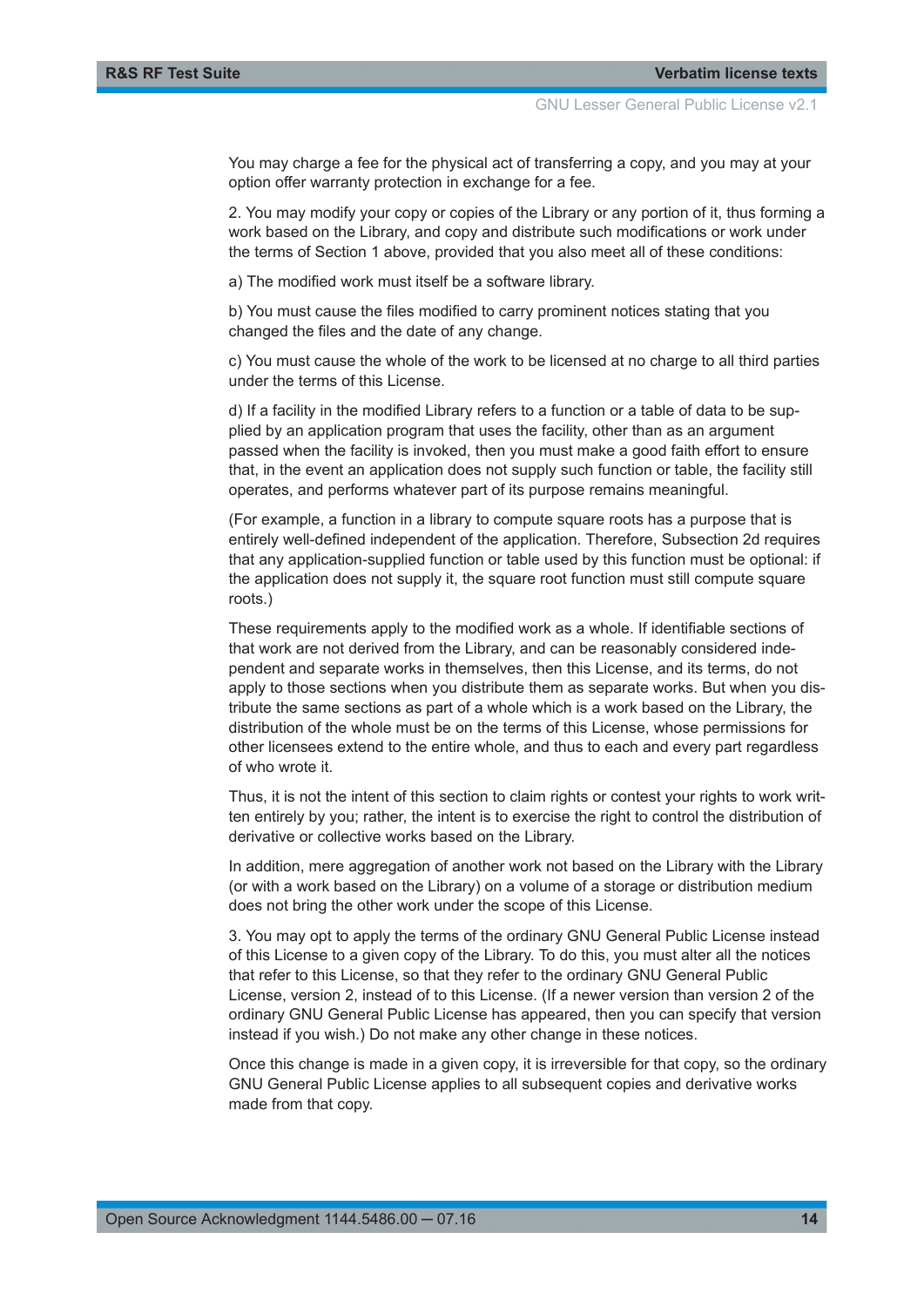You may charge a fee for the physical act of transferring a copy, and you may at your option offer warranty protection in exchange for a fee.

2. You may modify your copy or copies of the Library or any portion of it, thus forming a work based on the Library, and copy and distribute such modifications or work under the terms of Section 1 above, provided that you also meet all of these conditions:

a) The modified work must itself be a software library.

b) You must cause the files modified to carry prominent notices stating that you changed the files and the date of any change.

c) You must cause the whole of the work to be licensed at no charge to all third parties under the terms of this License.

d) If a facility in the modified Library refers to a function or a table of data to be supplied by an application program that uses the facility, other than as an argument passed when the facility is invoked, then you must make a good faith effort to ensure that, in the event an application does not supply such function or table, the facility still operates, and performs whatever part of its purpose remains meaningful.

(For example, a function in a library to compute square roots has a purpose that is entirely well-defined independent of the application. Therefore, Subsection 2d requires that any application-supplied function or table used by this function must be optional: if the application does not supply it, the square root function must still compute square roots.)

These requirements apply to the modified work as a whole. If identifiable sections of that work are not derived from the Library, and can be reasonably considered independent and separate works in themselves, then this License, and its terms, do not apply to those sections when you distribute them as separate works. But when you distribute the same sections as part of a whole which is a work based on the Library, the distribution of the whole must be on the terms of this License, whose permissions for other licensees extend to the entire whole, and thus to each and every part regardless of who wrote it.

Thus, it is not the intent of this section to claim rights or contest your rights to work written entirely by you; rather, the intent is to exercise the right to control the distribution of derivative or collective works based on the Library.

In addition, mere aggregation of another work not based on the Library with the Library (or with a work based on the Library) on a volume of a storage or distribution medium does not bring the other work under the scope of this License.

3. You may opt to apply the terms of the ordinary GNU General Public License instead of this License to a given copy of the Library. To do this, you must alter all the notices that refer to this License, so that they refer to the ordinary GNU General Public License, version 2, instead of to this License. (If a newer version than version 2 of the ordinary GNU General Public License has appeared, then you can specify that version instead if you wish.) Do not make any other change in these notices.

Once this change is made in a given copy, it is irreversible for that copy, so the ordinary GNU General Public License applies to all subsequent copies and derivative works made from that copy.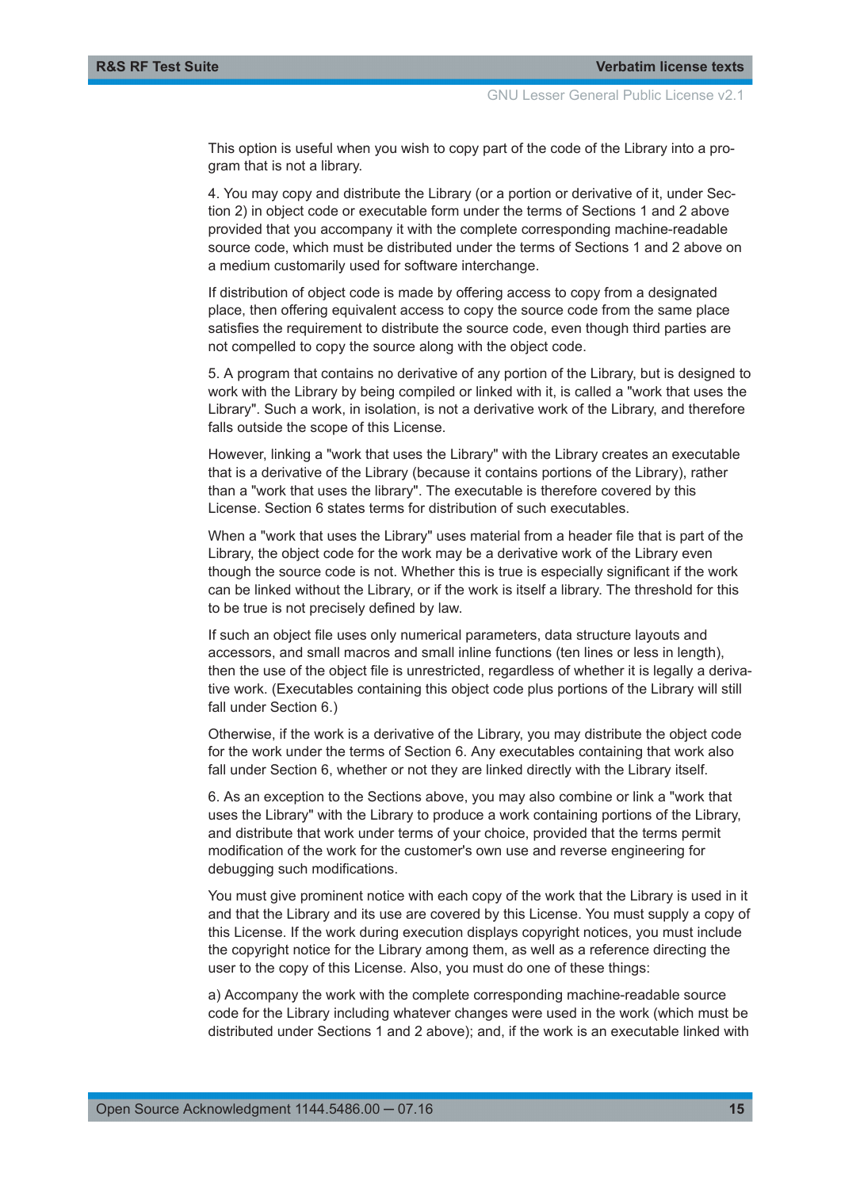This option is useful when you wish to copy part of the code of the Library into a program that is not a library.

4. You may copy and distribute the Library (or a portion or derivative of it, under Section 2) in object code or executable form under the terms of Sections 1 and 2 above provided that you accompany it with the complete corresponding machine-readable source code, which must be distributed under the terms of Sections 1 and 2 above on a medium customarily used for software interchange.

If distribution of object code is made by offering access to copy from a designated place, then offering equivalent access to copy the source code from the same place satisfies the requirement to distribute the source code, even though third parties are not compelled to copy the source along with the object code.

5. A program that contains no derivative of any portion of the Library, but is designed to work with the Library by being compiled or linked with it, is called a "work that uses the Library". Such a work, in isolation, is not a derivative work of the Library, and therefore falls outside the scope of this License.

However, linking a "work that uses the Library" with the Library creates an executable that is a derivative of the Library (because it contains portions of the Library), rather than a "work that uses the library". The executable is therefore covered by this License. Section 6 states terms for distribution of such executables.

When a "work that uses the Library" uses material from a header file that is part of the Library, the object code for the work may be a derivative work of the Library even though the source code is not. Whether this is true is especially significant if the work can be linked without the Library, or if the work is itself a library. The threshold for this to be true is not precisely defined by law.

If such an object file uses only numerical parameters, data structure layouts and accessors, and small macros and small inline functions (ten lines or less in length), then the use of the object file is unrestricted, regardless of whether it is legally a derivative work. (Executables containing this object code plus portions of the Library will still fall under Section 6.)

Otherwise, if the work is a derivative of the Library, you may distribute the object code for the work under the terms of Section 6. Any executables containing that work also fall under Section 6, whether or not they are linked directly with the Library itself.

6. As an exception to the Sections above, you may also combine or link a "work that uses the Library" with the Library to produce a work containing portions of the Library, and distribute that work under terms of your choice, provided that the terms permit modification of the work for the customer's own use and reverse engineering for debugging such modifications.

You must give prominent notice with each copy of the work that the Library is used in it and that the Library and its use are covered by this License. You must supply a copy of this License. If the work during execution displays copyright notices, you must include the copyright notice for the Library among them, as well as a reference directing the user to the copy of this License. Also, you must do one of these things:

a) Accompany the work with the complete corresponding machine-readable source code for the Library including whatever changes were used in the work (which must be distributed under Sections 1 and 2 above); and, if the work is an executable linked with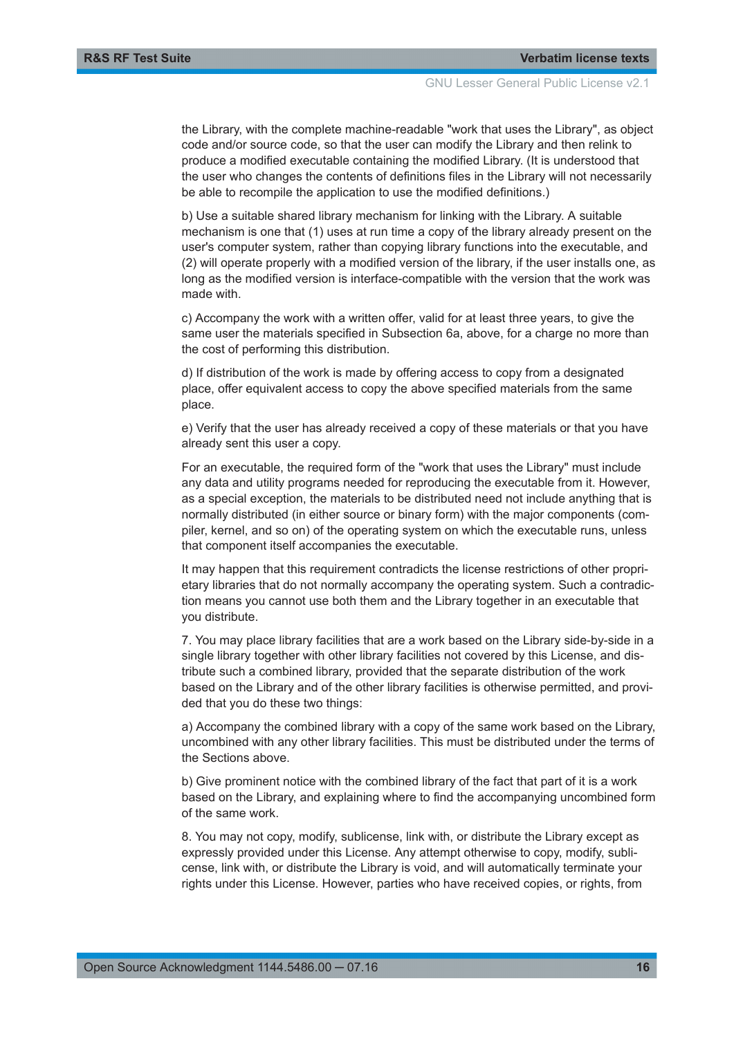the Library, with the complete machine-readable "work that uses the Library", as object code and/or source code, so that the user can modify the Library and then relink to produce a modified executable containing the modified Library. (It is understood that the user who changes the contents of definitions files in the Library will not necessarily be able to recompile the application to use the modified definitions.)

b) Use a suitable shared library mechanism for linking with the Library. A suitable mechanism is one that (1) uses at run time a copy of the library already present on the user's computer system, rather than copying library functions into the executable, and (2) will operate properly with a modified version of the library, if the user installs one, as long as the modified version is interface-compatible with the version that the work was made with.

c) Accompany the work with a written offer, valid for at least three years, to give the same user the materials specified in Subsection 6a, above, for a charge no more than the cost of performing this distribution.

d) If distribution of the work is made by offering access to copy from a designated place, offer equivalent access to copy the above specified materials from the same place.

e) Verify that the user has already received a copy of these materials or that you have already sent this user a copy.

For an executable, the required form of the "work that uses the Library" must include any data and utility programs needed for reproducing the executable from it. However, as a special exception, the materials to be distributed need not include anything that is normally distributed (in either source or binary form) with the major components (compiler, kernel, and so on) of the operating system on which the executable runs, unless that component itself accompanies the executable.

It may happen that this requirement contradicts the license restrictions of other proprietary libraries that do not normally accompany the operating system. Such a contradiction means you cannot use both them and the Library together in an executable that you distribute.

7. You may place library facilities that are a work based on the Library side-by-side in a single library together with other library facilities not covered by this License, and distribute such a combined library, provided that the separate distribution of the work based on the Library and of the other library facilities is otherwise permitted, and provided that you do these two things:

a) Accompany the combined library with a copy of the same work based on the Library, uncombined with any other library facilities. This must be distributed under the terms of the Sections above.

b) Give prominent notice with the combined library of the fact that part of it is a work based on the Library, and explaining where to find the accompanying uncombined form of the same work.

8. You may not copy, modify, sublicense, link with, or distribute the Library except as expressly provided under this License. Any attempt otherwise to copy, modify, sublicense, link with, or distribute the Library is void, and will automatically terminate your rights under this License. However, parties who have received copies, or rights, from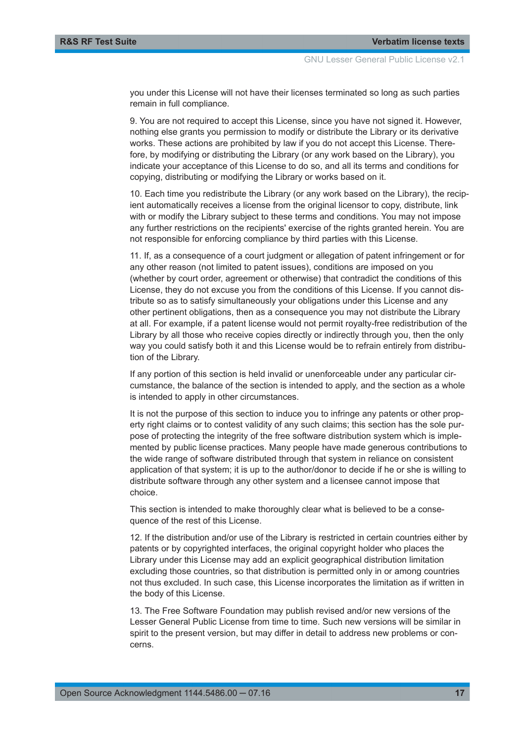you under this License will not have their licenses terminated so long as such parties remain in full compliance.

9. You are not required to accept this License, since you have not signed it. However, nothing else grants you permission to modify or distribute the Library or its derivative works. These actions are prohibited by law if you do not accept this License. Therefore, by modifying or distributing the Library (or any work based on the Library), you indicate your acceptance of this License to do so, and all its terms and conditions for copying, distributing or modifying the Library or works based on it.

10. Each time you redistribute the Library (or any work based on the Library), the recipient automatically receives a license from the original licensor to copy, distribute, link with or modify the Library subject to these terms and conditions. You may not impose any further restrictions on the recipients' exercise of the rights granted herein. You are not responsible for enforcing compliance by third parties with this License.

11. If, as a consequence of a court judgment or allegation of patent infringement or for any other reason (not limited to patent issues), conditions are imposed on you (whether by court order, agreement or otherwise) that contradict the conditions of this License, they do not excuse you from the conditions of this License. If you cannot distribute so as to satisfy simultaneously your obligations under this License and any other pertinent obligations, then as a consequence you may not distribute the Library at all. For example, if a patent license would not permit royalty-free redistribution of the Library by all those who receive copies directly or indirectly through you, then the only way you could satisfy both it and this License would be to refrain entirely from distribution of the Library.

If any portion of this section is held invalid or unenforceable under any particular circumstance, the balance of the section is intended to apply, and the section as a whole is intended to apply in other circumstances.

It is not the purpose of this section to induce you to infringe any patents or other property right claims or to contest validity of any such claims; this section has the sole purpose of protecting the integrity of the free software distribution system which is implemented by public license practices. Many people have made generous contributions to the wide range of software distributed through that system in reliance on consistent application of that system; it is up to the author/donor to decide if he or she is willing to distribute software through any other system and a licensee cannot impose that choice.

This section is intended to make thoroughly clear what is believed to be a consequence of the rest of this License.

12. If the distribution and/or use of the Library is restricted in certain countries either by patents or by copyrighted interfaces, the original copyright holder who places the Library under this License may add an explicit geographical distribution limitation excluding those countries, so that distribution is permitted only in or among countries not thus excluded. In such case, this License incorporates the limitation as if written in the body of this License.

13. The Free Software Foundation may publish revised and/or new versions of the Lesser General Public License from time to time. Such new versions will be similar in spirit to the present version, but may differ in detail to address new problems or concerns.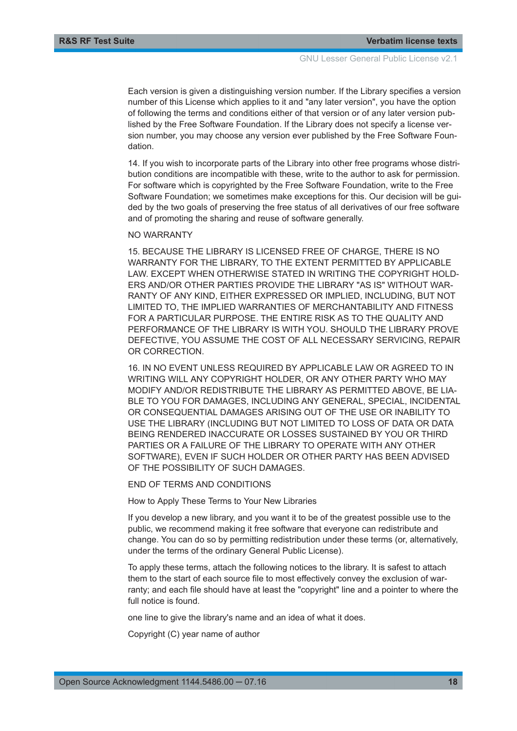Each version is given a distinguishing version number. If the Library specifies a version number of this License which applies to it and "any later version", you have the option of following the terms and conditions either of that version or of any later version published by the Free Software Foundation. If the Library does not specify a license version number, you may choose any version ever published by the Free Software Foundation.

14. If you wish to incorporate parts of the Library into other free programs whose distribution conditions are incompatible with these, write to the author to ask for permission. For software which is copyrighted by the Free Software Foundation, write to the Free Software Foundation; we sometimes make exceptions for this. Our decision will be guided by the two goals of preserving the free status of all derivatives of our free software and of promoting the sharing and reuse of software generally.

NO WARRANTY

15. BECAUSE THE LIBRARY IS LICENSED FREE OF CHARGE, THERE IS NO WARRANTY FOR THE LIBRARY, TO THE EXTENT PERMITTED BY APPLICABLE LAW. EXCEPT WHEN OTHERWISE STATED IN WRITING THE COPYRIGHT HOLDERS AND/OR OTHER PARTIES PROVIDE THE LIBRARY "AS IS" WITHOUT WARRANTY OF ANY KIND, EITHER EXPRESSED OR IMPLIED, INCLUDING, BUT NOT LIMITED TO, THE IMPLIED WARRANTIES OF MERCHANTABILITY AND FITNESS FOR A PARTICULAR PURPOSE. THE ENTIRE RISK AS TO THE QUALITY AND PERFORMANCE OF THE LIBRARY IS WITH YOU. SHOULD THE LIBRARY PROVE DEFECTIVE, YOU ASSUME THE COST OF ALL NECESSARY SERVICING, REPAIR OR CORRECTION.

16. IN NO EVENT UNLESS REQUIRED BY APPLICABLE LAW OR AGREED TO IN WRITING WILL ANY COPYRIGHT HOLDER, OR ANY OTHER PARTY WHO MAY MODIFY AND/OR REDISTRIBUTE THE LIBRARY AS PERMITTED ABOVE, BE LIABLE TO YOU FOR DAMAGES, INCLUDING ANY GENERAL, SPECIAL, INCIDENTAL OR CONSEQUENTIAL DAMAGES ARISING OUT OF THE USE OR INABILITY TO USE THE LIBRARY (INCLUDING BUT NOT LIMITED TO LOSS OF DATA OR DATA BEING RENDERED INACCURATE OR LOSSES SUSTAINED BY YOU OR THIRD PARTIES OR A FAILURE OF THE LIBRARY TO OPERATE WITH ANY OTHER SOFTWARE), EVEN IF SUCH HOLDER OR OTHER PARTY HAS BEEN ADVISED OF THE POSSIBILITY OF SUCH DAMAGES.

END OF TERMS AND CONDITIONS

How to Apply These Terms to Your New Libraries

If you develop a new library, and you want it to be of the greatest possible use to the public, we recommend making it free software that everyone can redistribute and change. You can do so by permitting redistribution under these terms (or, alternatively, under the terms of the ordinary General Public License).

To apply these terms, attach the following notices to the library. It is safest to attach them to the start of each source file to most effectively convey the exclusion of warranty; and each file should have at least the "copyright" line and a pointer to where the full notice is found.

one line to give the library's name and an idea of what it does.

Copyright (C) year name of author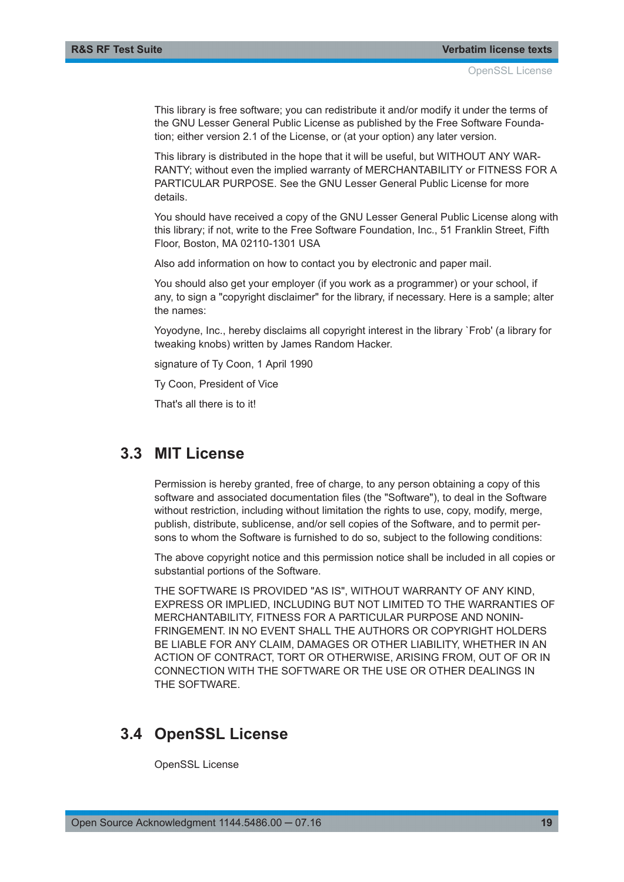This library is free software; you can redistribute it and/or modify it under the terms of the GNU Lesser General Public License as published by the Free Software Foundation; either version 2.1 of the License, or (at your option) any later version.

This library is distributed in the hope that it will be useful, but WITHOUT ANY WARRANTY; without even the implied warranty of MERCHANTABILITY or FITNESS FOR A PARTICULAR PURPOSE. See the GNU Lesser General Public License for more details.

You should have received a copy of the GNU Lesser General Public License along with this library; if not, write to the Free Software Foundation, Inc., 51 Franklin Street, Fifth Floor, Boston, MA 02110-1301 USA

Also add information on how to contact you by electronic and paper mail.

You should also get your employer (if you work as a programmer) or your school, if any, to sign a "copyright disclaimer" for the library, if necessary. Here is a sample; alter the names:

Yoyodyne, Inc., hereby disclaims all copyright interest in the library `Frob' (a library for tweaking knobs) written by James Random Hacker.

signature of Ty Coon, 1 April 1990

Ty Coon, President of Vice

That's all there is to it!

## 3.3 MIT License

Permission is hereby granted, free of charge, to any person obtaining a copy of this software and associated documentation files (the "Software"), to deal in the Software without restriction, including without limitation the rights to use, copy, modify, merge, publish, distribute, sublicense, and/or sell copies of the Software, and to permit persons to whom the Software is furnished to do so, subject to the following conditions:

The above copyright notice and this permission notice shall be included in all copies or substantial portions of the Software.

THE SOFTWARE IS PROVIDED "AS IS", WITHOUT WARRANTY OF ANY KIND, EXPRESS OR IMPLIED, INCLUDING BUT NOT LIMITED TO THE WARRANTIES OF MERCHANTABILITY, FITNESS FOR A PARTICULAR PURPOSE AND NONINFRINGEMENT. IN NO EVENT SHALL THE AUTHORS OR COPYRIGHT HOLDERS BE LIABLE FOR ANY CLAIM, DAMAGES OR OTHER LIABILITY, WHETHER IN AN ACTION OF CONTRACT, TORT OR OTHERWISE, ARISING FROM, OUT OF OR IN CONNECTION WITH THE SOFTWARE OR THE USE OR OTHER DEALINGS IN THE SOFTWARE.

## 3.4 OpenSSL License

OpenSSL License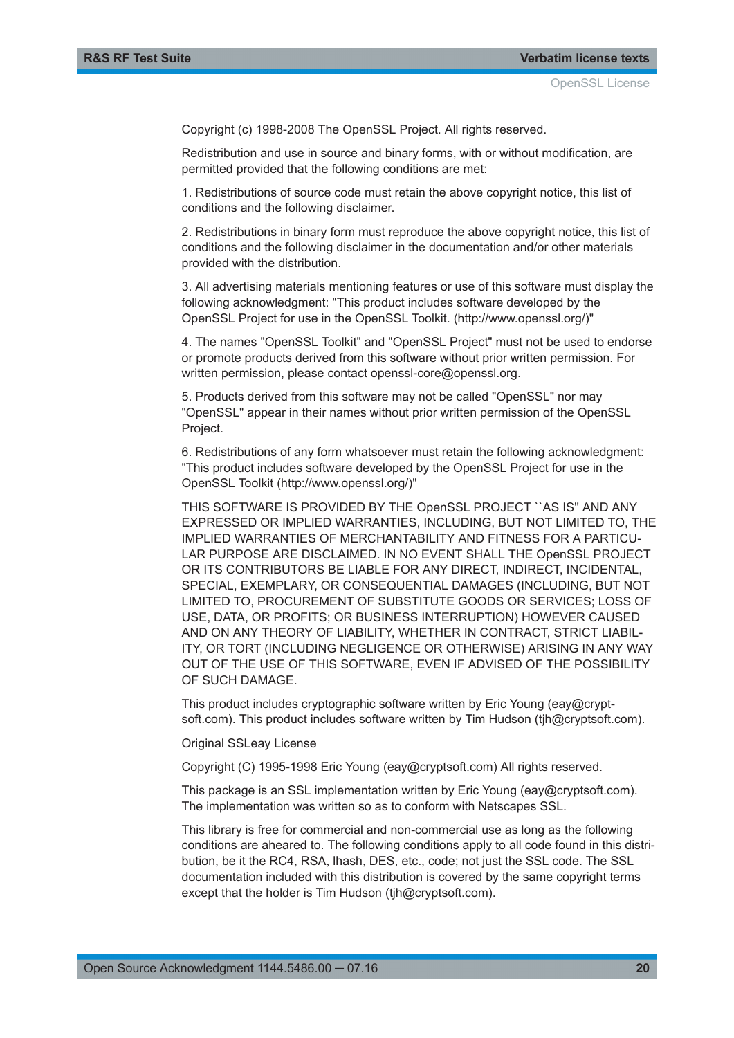Copyright (c) 1998-2008 The OpenSSL Project. All rights reserved.

Redistribution and use in source and binary forms, with or without modification, are permitted provided that the following conditions are met:

1. Redistributions of source code must retain the above copyright notice, this list of conditions and the following disclaimer.

2. Redistributions in binary form must reproduce the above copyright notice, this list of conditions and the following disclaimer in the documentation and/or other materials provided with the distribution.

3. All advertising materials mentioning features or use of this software must display the following acknowledgment: "This product includes software developed by the OpenSSL Project for use in the OpenSSL Toolkit. (http://www.openssl.org/)"

4. The names "OpenSSL Toolkit" and "OpenSSL Project" must not be used to endorse or promote products derived from this software without prior written permission. For written permission, please contact openssl-core@openssl.org.

5. Products derived from this software may not be called "OpenSSL" nor may "OpenSSL" appear in their names without prior written permission of the OpenSSL Project.

6. Redistributions of any form whatsoever must retain the following acknowledgment: "This product includes software developed by the OpenSSL Project for use in the OpenSSL Toolkit (http://www.openssl.org/)"

THIS SOFTWARE IS PROVIDED BY THE OpenSSL PROJECT ``AS IS'' AND ANY EXPRESSED OR IMPLIED WARRANTIES, INCLUDING, BUT NOT LIMITED TO, THE IMPLIED WARRANTIES OF MERCHANTABILITY AND FITNESS FOR A PARTICULAR PURPOSE ARE DISCLAIMED. IN NO EVENT SHALL THE OpenSSL PROJECT OR ITS CONTRIBUTORS BE LIABLE FOR ANY DIRECT, INDIRECT, INCIDENTAL, SPECIAL, EXEMPLARY, OR CONSEQUENTIAL DAMAGES (INCLUDING, BUT NOT LIMITED TO, PROCUREMENT OF SUBSTITUTE GOODS OR SERVICES; LOSS OF USE, DATA, OR PROFITS; OR BUSINESS INTERRUPTION) HOWEVER CAUSED AND ON ANY THEORY OF LIABILITY, WHETHER IN CONTRACT, STRICT LIABILITY, OR TORT (INCLUDING NEGLIGENCE OR OTHERWISE) ARISING IN ANY WAY OUT OF THE USE OF THIS SOFTWARE, EVEN IF ADVISED OF THE POSSIBILITY OF SUCH DAMAGE.

This product includes cryptographic software written by Eric Young (eay@cryptsoft.com). This product includes software written by Tim Hudson (tjh@cryptsoft.com).

Original SSLeay License

Copyright (C) 1995-1998 Eric Young (eay@cryptsoft.com) All rights reserved.

This package is an SSL implementation written by Eric Young (eay@cryptsoft.com). The implementation was written so as to conform with Netscapes SSL.

This library is free for commercial and non-commercial use as long as the following conditions are aheared to. The following conditions apply to all code found in this distribution, be it the RC4, RSA, lhash, DES, etc., code; not just the SSL code. The SSL documentation included with this distribution is covered by the same copyright terms except that the holder is Tim Hudson (tjh@cryptsoft.com).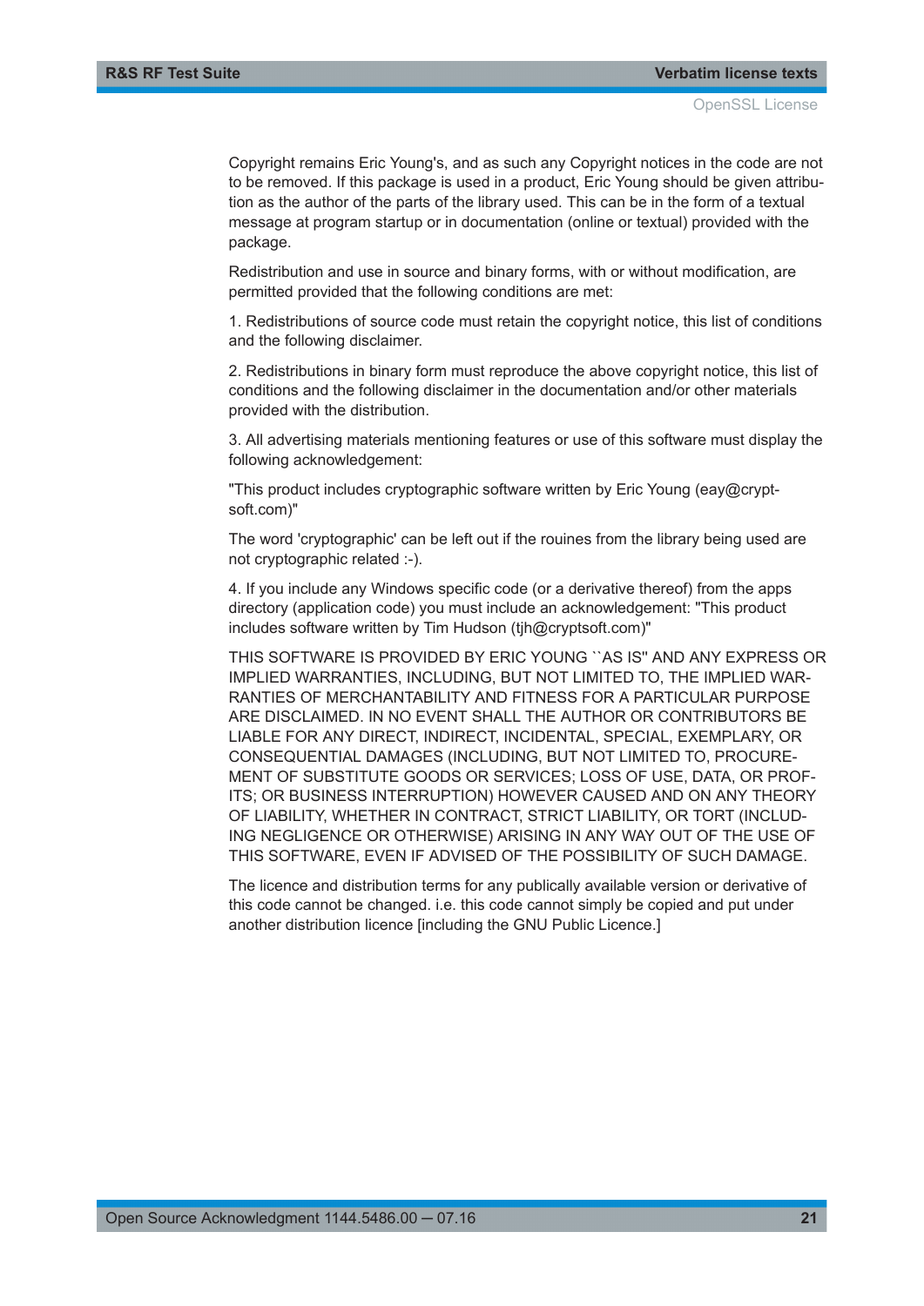Copyright remains Eric Young's, and as such any Copyright notices in the code are not to be removed. If this package is used in a product, Eric Young should be given attribution as the author of the parts of the library used. This can be in the form of a textual message at program startup or in documentation (online or textual) provided with the package.

Redistribution and use in source and binary forms, with or without modification, are permitted provided that the following conditions are met:

1. Redistributions of source code must retain the copyright notice, this list of conditions and the following disclaimer.

2. Redistributions in binary form must reproduce the above copyright notice, this list of conditions and the following disclaimer in the documentation and/or other materials provided with the distribution.

3. All advertising materials mentioning features or use of this software must display the following acknowledgement:

"This product includes cryptographic software written by Eric Young (eay@cryptsoft.com)"

The word 'cryptographic' can be left out if the rouines from the library being used are not cryptographic related :-).

4. If you include any Windows specific code (or a derivative thereof) from the apps directory (application code) you must include an acknowledgement: "This product includes software written by Tim Hudson (tjh@cryptsoft.com)"

THIS SOFTWARE IS PROVIDED BY ERIC YOUNG ``AS IS'' AND ANY EXPRESS OR IMPLIED WARRANTIES, INCLUDING, BUT NOT LIMITED TO, THE IMPLIED WARRANTIES OF MERCHANTABILITY AND FITNESS FOR A PARTICULAR PURPOSE ARE DISCLAIMED. IN NO EVENT SHALL THE AUTHOR OR CONTRIBUTORS BE LIABLE FOR ANY DIRECT, INDIRECT, INCIDENTAL, SPECIAL, EXEMPLARY, OR CONSEQUENTIAL DAMAGES (INCLUDING, BUT NOT LIMITED TO, PROCUREMENT OF SUBSTITUTE GOODS OR SERVICES; LOSS OF USE, DATA, OR PROFITS; OR BUSINESS INTERRUPTION) HOWEVER CAUSED AND ON ANY THEORY OF LIABILITY, WHETHER IN CONTRACT, STRICT LIABILITY, OR TORT (INCLUDING NEGLIGENCE OR OTHERWISE) ARISING IN ANY WAY OUT OF THE USE OF THIS SOFTWARE, EVEN IF ADVISED OF THE POSSIBILITY OF SUCH DAMAGE.

The licence and distribution terms for any publically available version or derivative of this code cannot be changed. i.e. this code cannot simply be copied and put under another distribution licence [including the GNU Public Licence.]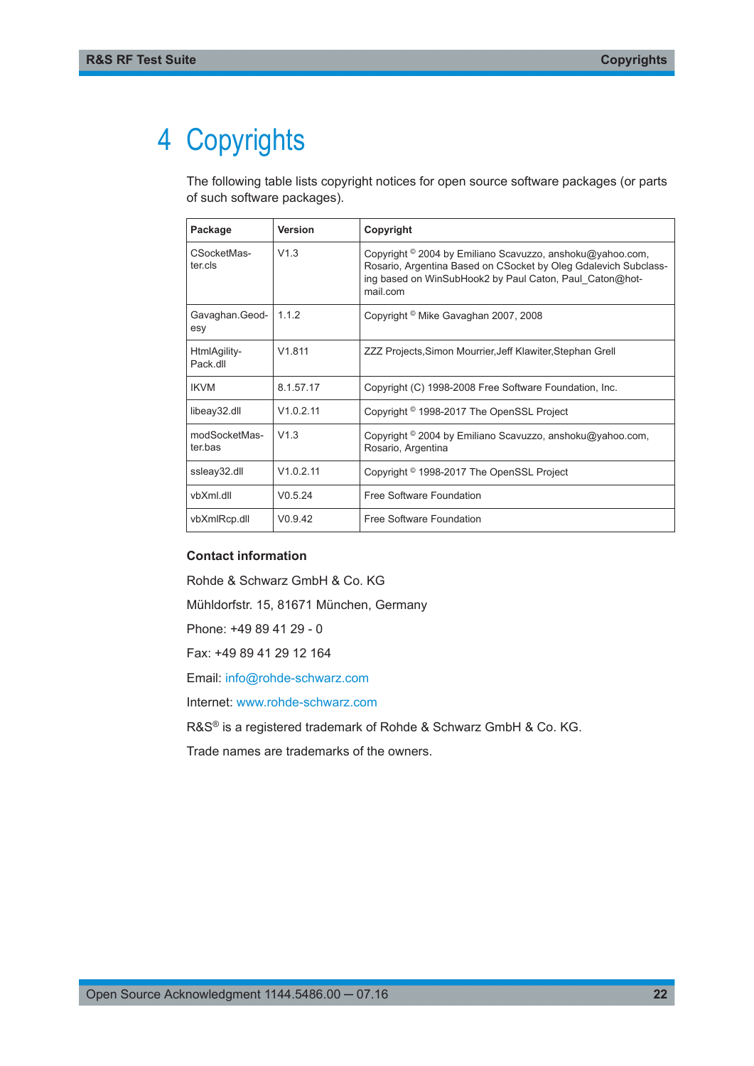# 4 Copyrights

The following table lists copyright notices for open source software packages (or parts of such software packages).

| Package | Version | Copyright |
|---|---|---|
| CSocketMaster.cls | V1.3 | Copyright © 2004 by Emiliano Scavuzzo, anshoku@yahoo.com, Rosario, Argentina Based on CSocket by Oleg Gdalevich Subclassing based on WinSubHook2 by Paul Caton, Paul_Caton@hotmail.com |
| Gavaghan.Geodesy | 1.1.2 | Copyright © Mike Gavaghan 2007, 2008 |
| HtmlAgilityPack.dll | V1.811 | ZZZ Projects,Simon Mourrier,Jeff Klawiter,Stephan Grell |
| IKVM | 8.1.57.17 | Copyright (C) 1998-2008 Free Software Foundation, Inc. |
| libeay32.dll | V1.0.2.11 | Copyright © 1998-2017 The OpenSSL Project |
| modSocketMaster.bas | V1.3 | Copyright © 2004 by Emiliano Scavuzzo, anshoku@yahoo.com, Rosario, Argentina |
| ssleay32.dll | V1.0.2.11 | Copyright © 1998-2017 The OpenSSL Project |
| vbXml.dll | V0.5.24 | Free Software Foundation |
| vbXmlRcp.dll | V0.9.42 | Free Software Foundation |

**Contact information**

Rohde & Schwarz GmbH & Co. KG

Mühldorfstr. 15, 81671 München, Germany

Phone: +49 89 41 29 - 0

Fax: +49 89 41 29 12 164

Email: info@rohde-schwarz.com

Internet: www.rohde-schwarz.com

R&S® is a registered trademark of Rohde & Schwarz GmbH & Co. KG.

Trade names are trademarks of the owners.